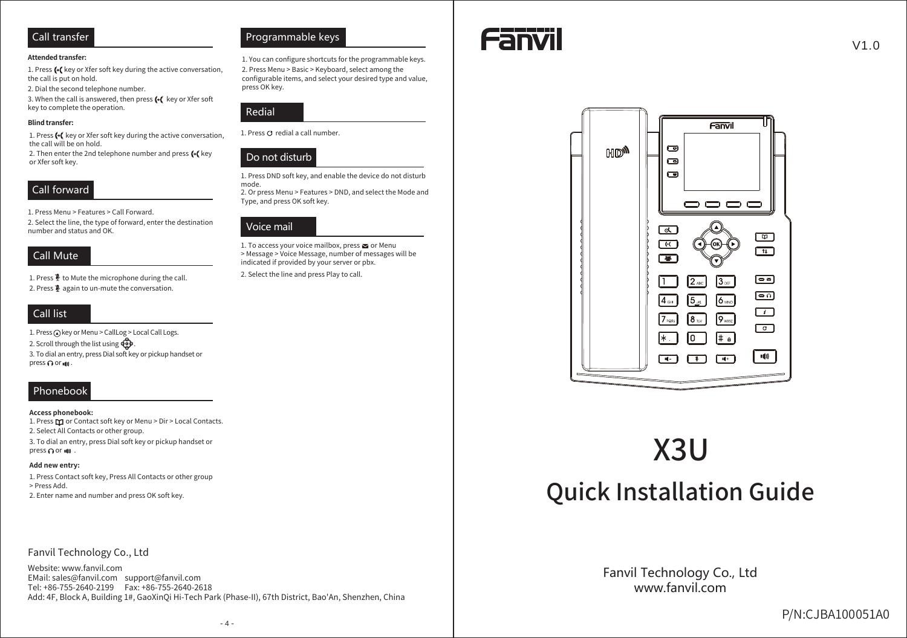## Call transfer

**Attended transfer:**

1. Press key or Xfer soft key during the active conversation, the call is put on hold.
2. Dial the second telephone number.
3. When the call is answered, then press key or Xfer soft key to complete the operation.

**Blind transfer:**

1. Press key or Xfer soft key during the active conversation, the call will be on hold.
2. Then enter the 2nd telephone number and press key or Xfer soft key.

## Call forward

1. Press Menu > Features > Call Forward.
2. Select the line, the type of forward, enter the destination number and status and OK.

## Call Mute

1. Press to Mute the microphone during the call.
2. Press again to un-mute the conversation.

## Call list

1. Press key or Menu > CallLog > Local Call Logs.
2. Scroll through the list using .
3. To dial an entry, press Dial soft key or pickup handset or press or .

## Phonebook

**Access phonebook:**

1. Press or Contact soft key or Menu > Dir > Local Contacts.
2. Select All Contacts or other group.
3. To dial an entry, press Dial soft key or pickup handset or press or .

**Add new entry:**

1. Press Contact soft key, Press All Contacts or other group > Press Add.
2. Enter name and number and press OK soft key.

## Programmable keys

1. You can configure shortcuts for the programmable keys.
2. Press Menu > Basic > Keyboard, select among the configurable items, and select your desired type and value, press OK key.

## Redial

1. Press redial a call number.

## Do not disturb

1. Press DND soft key, and enable the device do not disturb mode.
2. Or press Menu > Features > DND, and select the Mode and Type, and press OK soft key.

## Voice mail

1. To access your voice mailbox, press or Menu > Message > Voice Message, number of messages will be indicated if provided by your server or pbx.
2. Select the line and press Play to call.

Fanvil Technology Co., Ltd

Website: www.fanvil.com
EMail: sales@fanvil.com support@fanvil.com
Tel: +86-755-2640-2199 Fax: +86-755-2640-2618
Add: 4F, Block A, Building 1#, GaoXinQi Hi-Tech Park (Phase-II), 67th District, Bao'An, Shenzhen, China

Fanvil

V1.0

# X3U

# Quick Installation Guide

Fanvil Technology Co., Ltd
www.fanvil.com

P/N:CJBA100051A0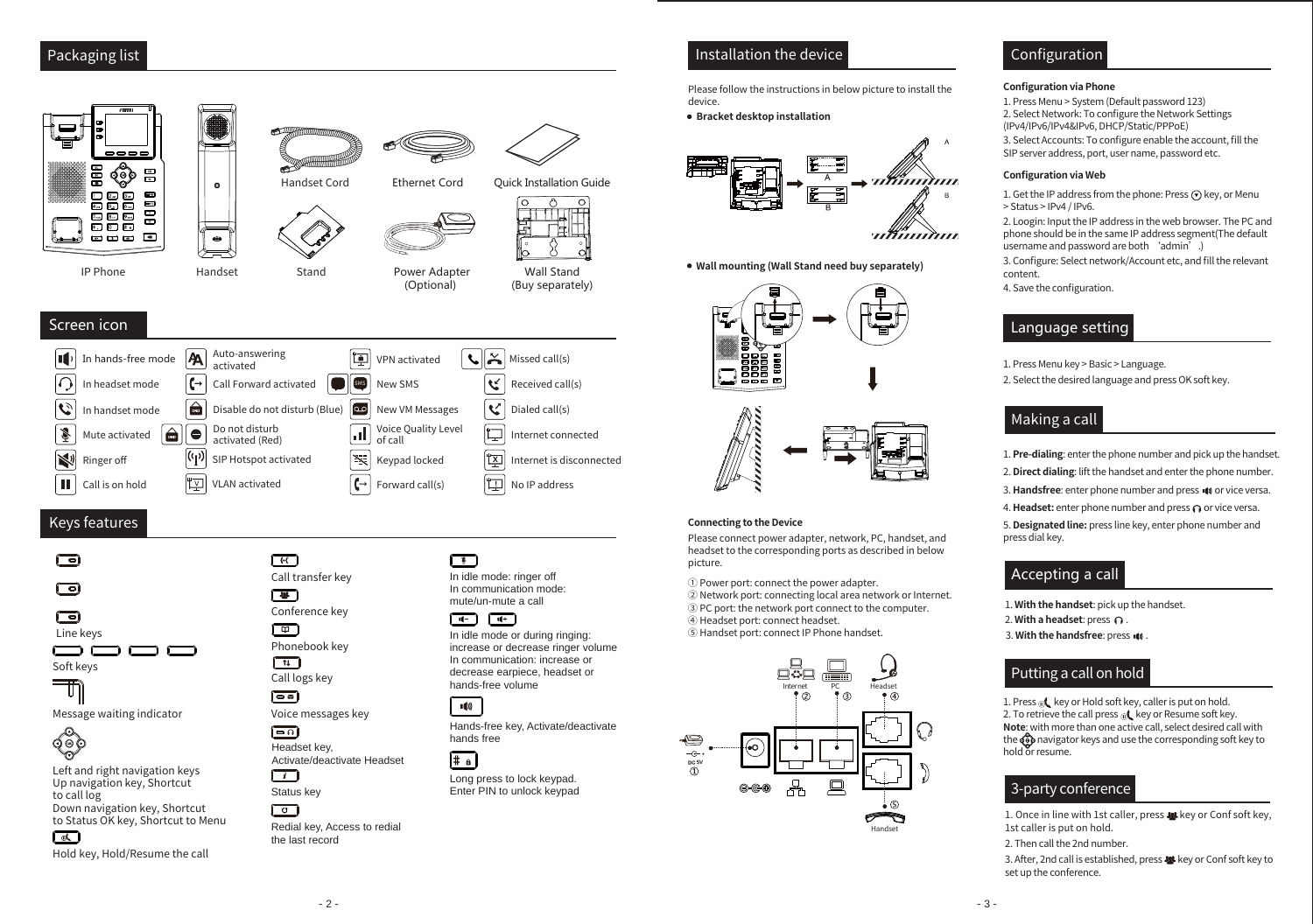## Packaging list

IP Phone
Handset
Handset Cord
Ethernet Cord
Quick Installation Guide
Stand
Power Adapter (Optional)
Wall Stand (Buy separately)

## Screen icon

| | | | |
|---|---|---|---|
| In hands-free mode | Auto-answering activated | VPN activated | Missed call(s) |
| In headset mode | Call Forward activated | New SMS | Received call(s) |
| In handset mode | Disable do not disturb (Blue) | New VM Messages | Dialed call(s) |
| Mute activated | Do not disturb activated (Red) | Voice Quality Level of call | Internet connected |
| Ringer off | SIP Hotspot activated | Keypad locked | Internet is disconnected |
| Call is on hold | VLAN activated | Forward call(s) | No IP address |

## Keys features

Line keys

Soft keys

Message waiting indicator

Left and right navigation keys
Up navigation key, Shortcut to call log
Down navigation key, Shortcut to Status OK key, Shortcut to Menu

Hold key, Hold/Resume the call

Call transfer key

Conference key

Phonebook key

Call logs key

Voice messages key

Headset key, Activate/deactivate Headset

Status key

Redial key, Access to redial the last record

In idle mode: ringer off
In communication mode: mute/un-mute a call

In idle mode or during ringing: increase or decrease ringer volume
In communication: increase or decrease earpiece, headset or hands-free volume

Hands-free key, Activate/deactivate hands free

Long press to lock keypad.
Enter PIN to unlock keypad

## Installation the device

Please follow the instructions in below picture to install the device.

- **Bracket desktop installation**

A
B

- **Wall mounting (Wall Stand need buy separately)**

**Connecting to the Device**

Please connect power adapter, network, PC, handset, and headset to the corresponding ports as described in below picture.

① Power port: connect the power adapter.
② Network port: connecting local area network or Internet.
③ PC port: the network port connect to the computer.
④ Headset port: connect headset.
⑤ Handset port: connect IP Phone handset.

Internet ② PC ③ Headset ④
DC 5V ①
⑤ Handset

## Configuration

**Configuration via Phone**

1. Press Menu > System (Default password 123)
2. Select Network: To configure the Network Settings (IPv4/IPv6/IPv4&IPv6, DHCP/Static/PPPoE)
3. Select Accounts: To configure enable the account, fill the SIP server address, port, user name, password etc.

**Configuration via Web**

1. Get the IP address from the phone: Press key, or Menu > Status > IPv4 / IPv6.
2. Loogin: Input the IP address in the web browser. The PC and phone should be in the same IP address segment(The default username and password are both 'admin'.)
3. Configure: Select network/Account etc, and fill the relevant content.
4. Save the configuration.

## Language setting

1. Press Menu key > Basic > Language.
2. Select the desired language and press OK soft key.

## Making a call

1. **Pre-dialing**: enter the phone number and pick up the handset.
2. **Direct dialing**: lift the handset and enter the phone number.
3. **Handsfree**: enter phone number and press or vice versa.
4. **Headset:** enter phone number and press or vice versa.
5. **Designated line:** press line key, enter phone number and press dial key.

## Accepting a call

1. **With the handset**: pick up the handset.
2. **With a headset**: press .
3. **With the handsfree**: press .

## Putting a call on hold

1. Press key or Hold soft key, caller is put on hold.
2. To retrieve the call press key or Resume soft key.
**Note**: with more than one active call, select desired call with the navigator keys and use the corresponding soft key to hold or resume.

## 3-party conference

1. Once in line with 1st caller, press key or Conf soft key, 1st caller is put on hold.
2. Then call the 2nd number.
3. After, 2nd call is established, press key or Conf soft key to set up the conference.